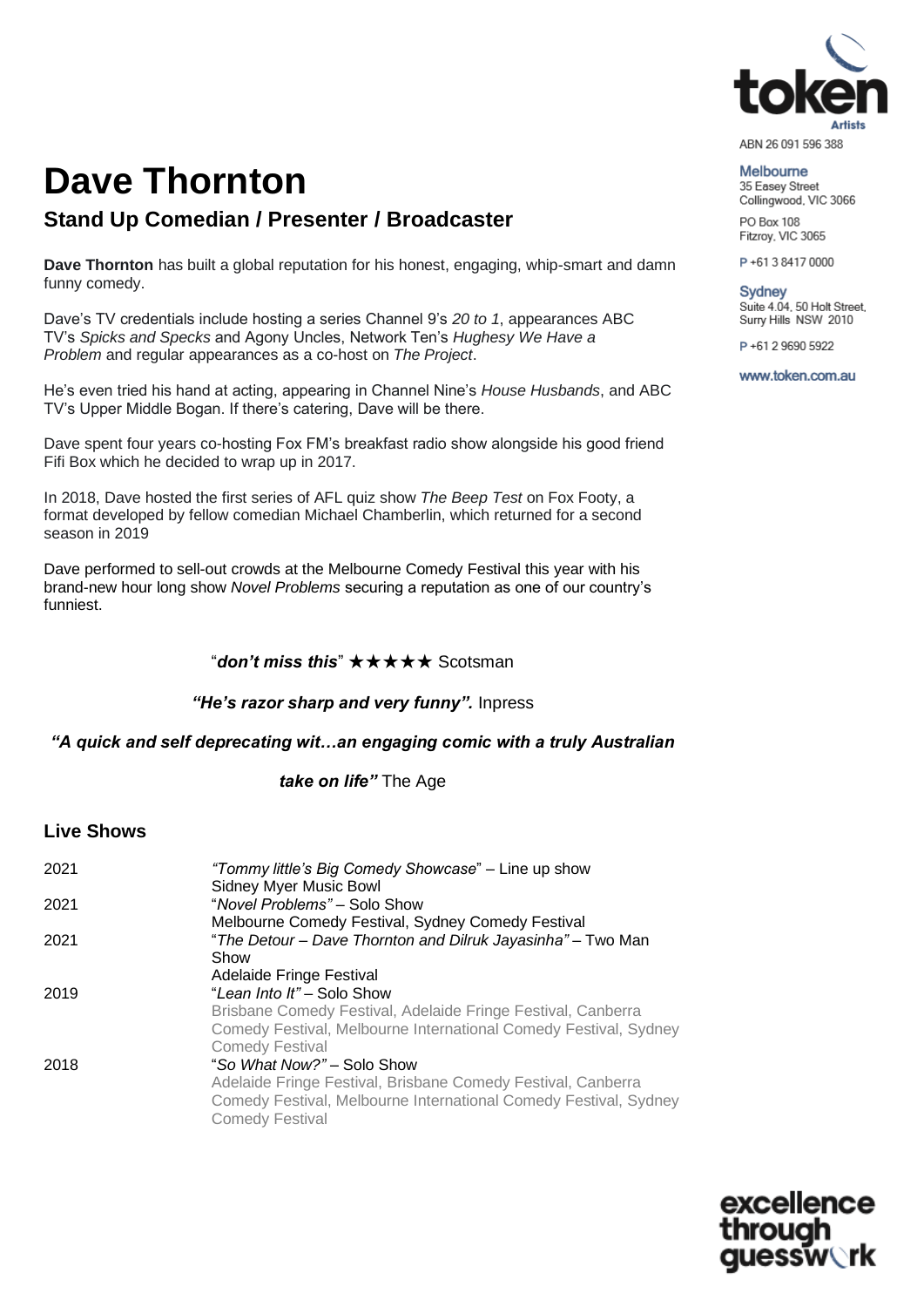# Dave Thornton

## Stand Up Comedian / Presenter / Broadcaster

ABN 26 091 596 388

**Melbourne**
35 Easey Street
Collingwood, VIC 3066

PO Box 108
Fitzroy, VIC 3065

P +61 3 8417 0000

**Sydney**
Suite 4.04, 50 Holt Street,
Surry Hills NSW 2010

P +61 2 9690 5922

www.token.com.au

**Dave Thornton** has built a global reputation for his honest, engaging, whip-smart and damn funny comedy.

Dave's TV credentials include hosting a series Channel 9's *20 to 1*, appearances ABC TV's *Spicks and Specks* and Agony Uncles, Network Ten's *Hughesy We Have a Problem* and regular appearances as a co-host on *The Project*.

He's even tried his hand at acting, appearing in Channel Nine's *House Husbands*, and ABC TV's Upper Middle Bogan. If there's catering, Dave will be there.

Dave spent four years co-hosting Fox FM's breakfast radio show alongside his good friend Fifi Box which he decided to wrap up in 2017.

In 2018, Dave hosted the first series of AFL quiz show *The Beep Test* on Fox Footy, a format developed by fellow comedian Michael Chamberlin, which returned for a second season in 2019

Dave performed to sell-out crowds at the Melbourne Comedy Festival this year with his brand-new hour long show *Novel Problems* securing a reputation as one of our country's funniest.

"***don't miss this***" ★★★★★ Scotsman

***"He's razor sharp and very funny".*** Inpress

***"A quick and self deprecating wit…an engaging comic with a truly Australian take on life"*** The Age

### Live Shows

| | |
|---|---|
| 2021 | *"Tommy little's Big Comedy Showcase*" – Line up show<br>Sidney Myer Music Bowl |
| 2021 | "*Novel Problems"* – Solo Show<br>Melbourne Comedy Festival, Sydney Comedy Festival |
| 2021 | "*The Detour – Dave Thornton and Dilruk Jayasinha"* – Two Man Show<br>Adelaide Fringe Festival |
| 2019 | "*Lean Into It"* – Solo Show<br>Brisbane Comedy Festival, Adelaide Fringe Festival, Canberra Comedy Festival, Melbourne International Comedy Festival, Sydney Comedy Festival |
| 2018 | "*So What Now?"* – Solo Show<br>Adelaide Fringe Festival, Brisbane Comedy Festival, Canberra Comedy Festival, Melbourne International Comedy Festival, Sydney Comedy Festival |

excellence through guesswork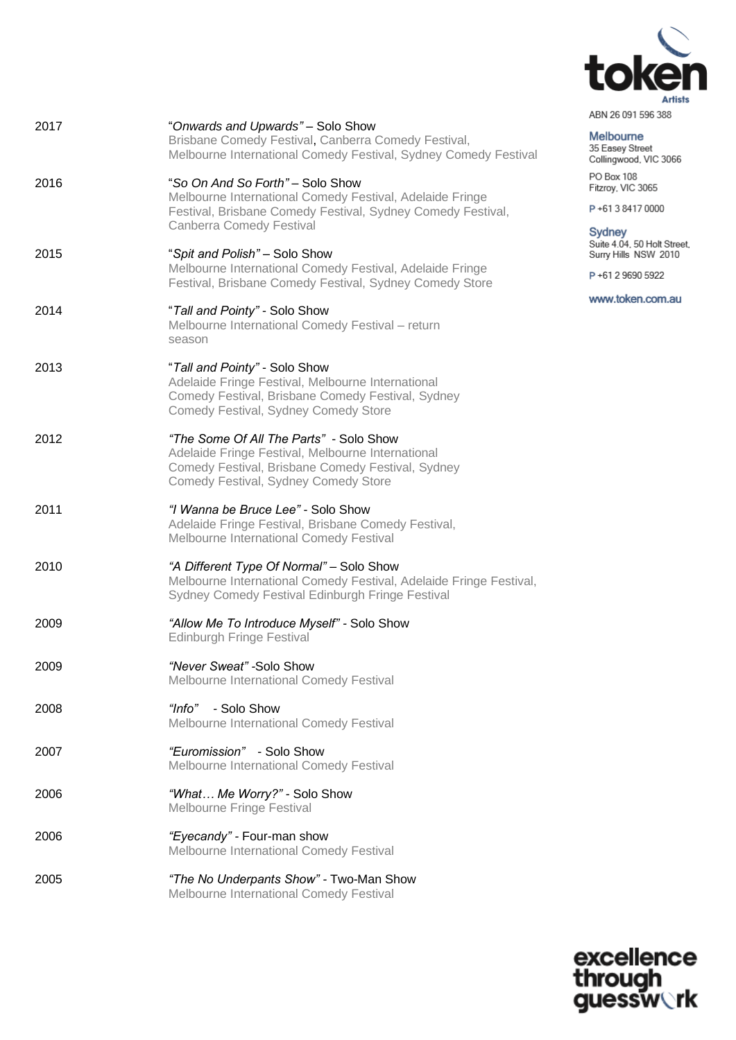| Year | Show |
| --- | --- |
| 2017 | "*Onwards and Upwards"* – Solo Show<br>Brisbane Comedy Festival, Canberra Comedy Festival, Melbourne International Comedy Festival, Sydney Comedy Festival |
| 2016 | "*So On And So Forth"* – Solo Show<br>Melbourne International Comedy Festival, Adelaide Fringe Festival, Brisbane Comedy Festival, Sydney Comedy Festival, Canberra Comedy Festival |
| 2015 | "*Spit and Polish"* – Solo Show<br>Melbourne International Comedy Festival, Adelaide Fringe Festival, Brisbane Comedy Festival, Sydney Comedy Store |
| 2014 | "*Tall and Pointy"* - Solo Show<br>Melbourne International Comedy Festival – return season |
| 2013 | "*Tall and Pointy"* - Solo Show<br>Adelaide Fringe Festival, Melbourne International Comedy Festival, Brisbane Comedy Festival, Sydney Comedy Festival, Sydney Comedy Store |
| 2012 | *"The Some Of All The Parts"* - Solo Show<br>Adelaide Fringe Festival, Melbourne International Comedy Festival, Brisbane Comedy Festival, Sydney Comedy Festival, Sydney Comedy Store |
| 2011 | *"I Wanna be Bruce Lee"* - Solo Show<br>Adelaide Fringe Festival, Brisbane Comedy Festival, Melbourne International Comedy Festival |
| 2010 | *"A Different Type Of Normal"* – Solo Show<br>Melbourne International Comedy Festival, Adelaide Fringe Festival, Sydney Comedy Festival Edinburgh Fringe Festival |
| 2009 | *"Allow Me To Introduce Myself"* - Solo Show<br>Edinburgh Fringe Festival |
| 2009 | *"Never Sweat"* -Solo Show<br>Melbourne International Comedy Festival |
| 2008 | *"Info"* - Solo Show<br>Melbourne International Comedy Festival |
| 2007 | *"Euromission"* - Solo Show<br>Melbourne International Comedy Festival |
| 2006 | *"What… Me Worry?"* - Solo Show<br>Melbourne Fringe Festival |
| 2006 | *"Eyecandy"* - Four-man show<br>Melbourne International Comedy Festival |
| 2005 | *"The No Underpants Show"* - Two-Man Show<br>Melbourne International Comedy Festival |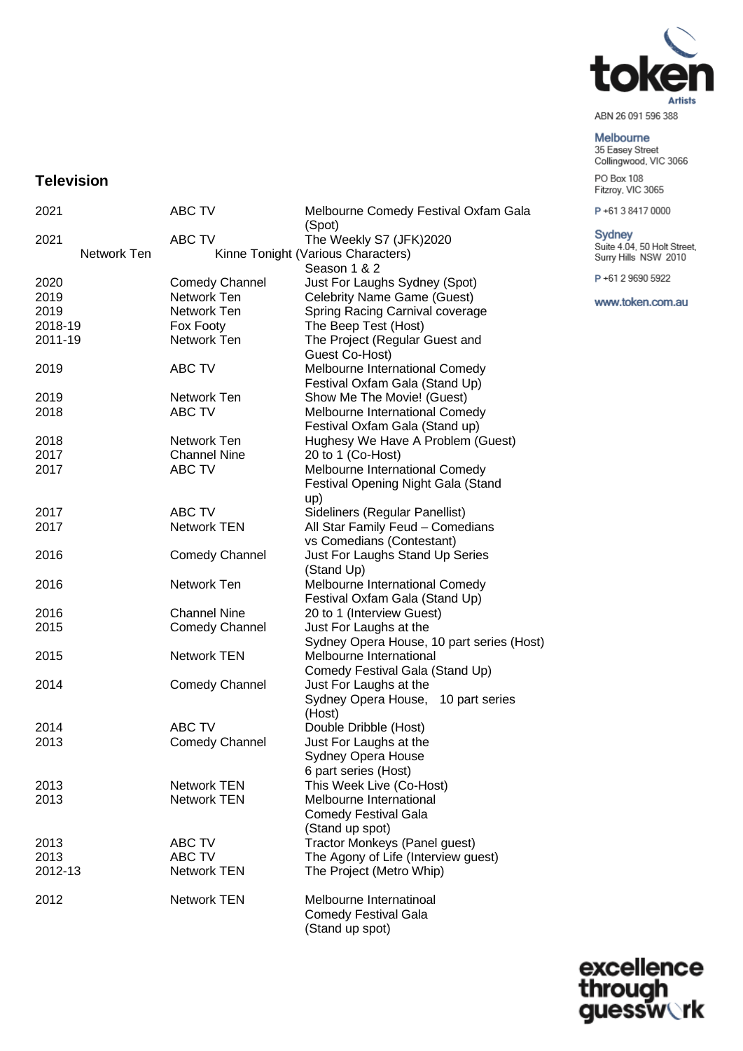## Television

| | | |
|---|---|---|
| 2021 | ABC TV | Melbourne Comedy Festival Oxfam Gala (Spot) |
| 2021 | ABC TV | The Weekly S7 (JFK)2020 |
| | Network Ten | Kinne Tonight (Various Characters) Season 1 & 2 |
| 2020 | Comedy Channel | Just For Laughs Sydney (Spot) |
| 2019 | Network Ten | Celebrity Name Game (Guest) |
| 2019 | Network Ten | Spring Racing Carnival coverage |
| 2018-19 | Fox Footy | The Beep Test (Host) |
| 2011-19 | Network Ten | The Project (Regular Guest and Guest Co-Host) |
| 2019 | ABC TV | Melbourne International Comedy Festival Oxfam Gala (Stand Up) |
| 2019 | Network Ten | Show Me The Movie! (Guest) |
| 2018 | ABC TV | Melbourne International Comedy Festival Oxfam Gala (Stand up) |
| 2018 | Network Ten | Hughesy We Have A Problem (Guest) |
| 2017 | Channel Nine | 20 to 1 (Co-Host) |
| 2017 | ABC TV | Melbourne International Comedy Festival Opening Night Gala (Stand up) |
| 2017 | ABC TV | Sideliners (Regular Panellist) |
| 2017 | Network TEN | All Star Family Feud – Comedians vs Comedians (Contestant) |
| 2016 | Comedy Channel | Just For Laughs Stand Up Series (Stand Up) |
| 2016 | Network Ten | Melbourne International Comedy Festival Oxfam Gala (Stand Up) |
| 2016 | Channel Nine | 20 to 1 (Interview Guest) |
| 2015 | Comedy Channel | Just For Laughs at the Sydney Opera House, 10 part series (Host) |
| 2015 | Network TEN | Melbourne International Comedy Festival Gala (Stand Up) |
| 2014 | Comedy Channel | Just For Laughs at the Sydney Opera House, 10 part series (Host) |
| 2014 | ABC TV | Double Dribble (Host) |
| 2013 | Comedy Channel | Just For Laughs at the Sydney Opera House 6 part series (Host) |
| 2013 | Network TEN | This Week Live (Co-Host) |
| 2013 | Network TEN | Melbourne International Comedy Festival Gala (Stand up spot) |
| 2013 | ABC TV | Tractor Monkeys (Panel guest) |
| 2013 | ABC TV | The Agony of Life (Interview guest) |
| 2012-13 | Network TEN | The Project (Metro Whip) |
| 2012 | Network TEN | Melbourne Internatinoal Comedy Festival Gala (Stand up spot) |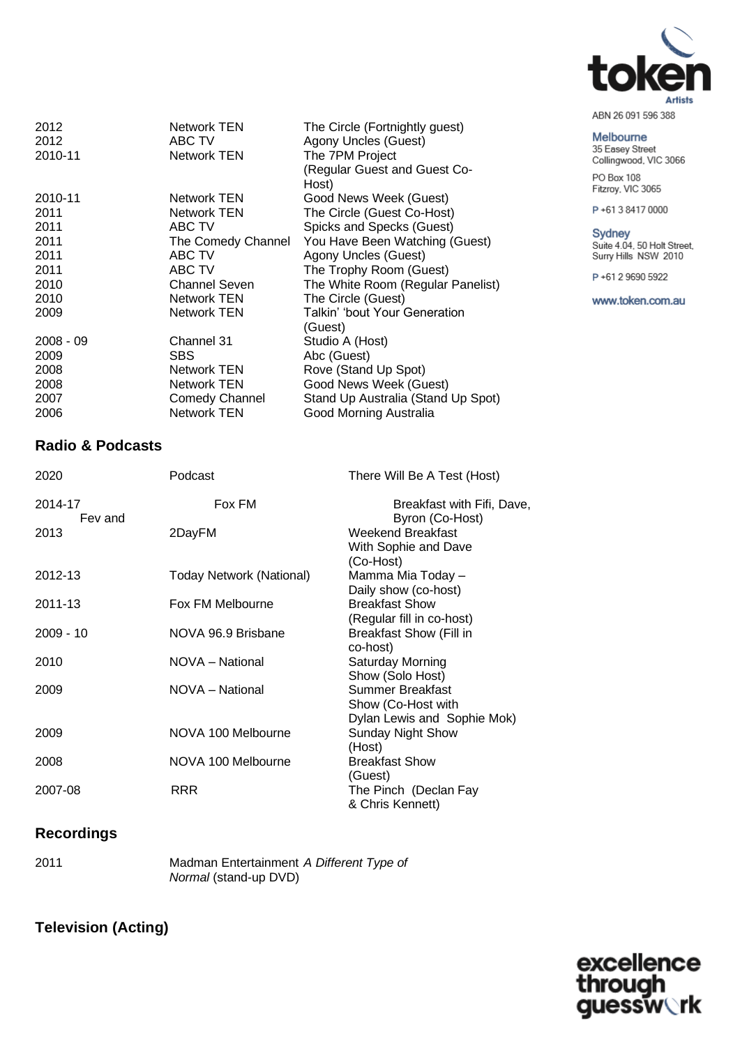| | | |
|---|---|---|
| 2012 | Network TEN | The Circle (Fortnightly guest) |
| 2012 | ABC TV | Agony Uncles (Guest) |
| 2010-11 | Network TEN | The 7PM Project (Regular Guest and Guest Co-Host) |
| 2010-11 | Network TEN | Good News Week (Guest) |
| 2011 | Network TEN | The Circle (Guest Co-Host) |
| 2011 | ABC TV | Spicks and Specks (Guest) |
| 2011 | The Comedy Channel | You Have Been Watching (Guest) |
| 2011 | ABC TV | Agony Uncles (Guest) |
| 2011 | ABC TV | The Trophy Room (Guest) |
| 2010 | Channel Seven | The White Room (Regular Panelist) |
| 2010 | Network TEN | The Circle (Guest) |
| 2009 | Network TEN | Talkin' 'bout Your Generation (Guest) |
| 2008 - 09 | Channel 31 | Studio A (Host) |
| 2009 | SBS | Abc (Guest) |
| 2008 | Network TEN | Rove (Stand Up Spot) |
| 2008 | Network TEN | Good News Week (Guest) |
| 2007 | Comedy Channel | Stand Up Australia (Stand Up Spot) |
| 2006 | Network TEN | Good Morning Australia |

## Radio & Podcasts

| | | |
|---|---|---|
| 2020 | Podcast | There Will Be A Test (Host) |
| 2014-17 | Fox FM | Breakfast with Fifi, Dave, Byron (Co-Host) |
| Fev and 2013 | 2DayFM | Weekend Breakfast With Sophie and Dave (Co-Host) |
| 2012-13 | Today Network (National) | Mamma Mia Today – Daily show (co-host) |
| 2011-13 | Fox FM Melbourne | Breakfast Show (Regular fill in co-host) |
| 2009 - 10 | NOVA 96.9 Brisbane | Breakfast Show (Fill in co-host) |
| 2010 | NOVA – National | Saturday Morning Show (Solo Host) |
| 2009 | NOVA – National | Summer Breakfast Show (Co-Host with Dylan Lewis and Sophie Mok) |
| 2009 | NOVA 100 Melbourne | Sunday Night Show (Host) |
| 2008 | NOVA 100 Melbourne | Breakfast Show (Guest) |
| 2007-08 | RRR | The Pinch (Declan Fay & Chris Kennett) |

## Recordings

| | |
|---|---|
| 2011 | Madman Entertainment *A Different Type of Normal* (stand-up DVD) |

## Television (Acting)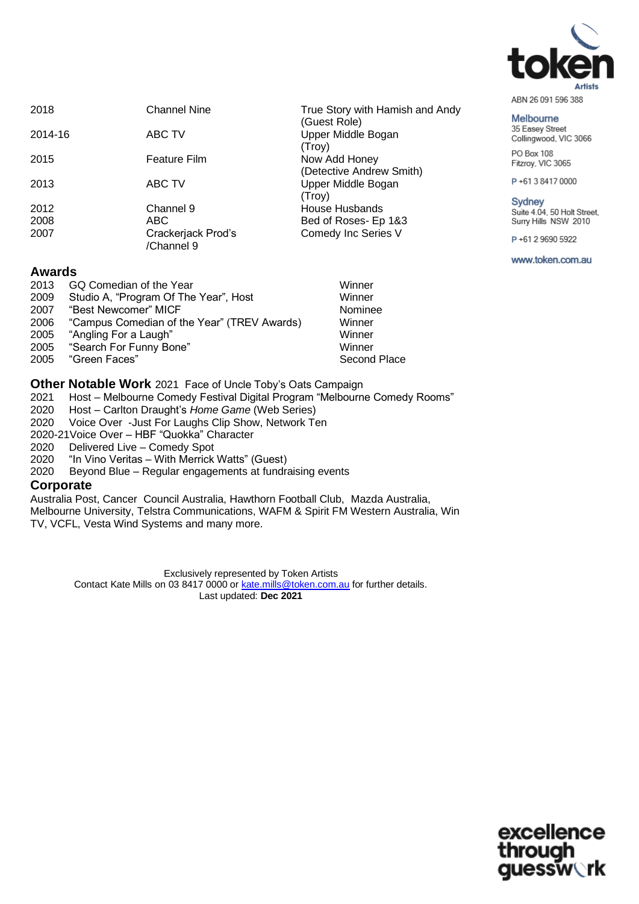| | | |
|---|---|---|
| 2018 | Channel Nine | True Story with Hamish and Andy (Guest Role) |
| 2014-16 | ABC TV | Upper Middle Bogan (Troy) |
| 2015 | Feature Film | Now Add Honey (Detective Andrew Smith) |
| 2013 | ABC TV | Upper Middle Bogan (Troy) |
| 2012 | Channel 9 | House Husbands |
| 2008 | ABC | Bed of Roses- Ep 1&3 |
| 2007 | Crackerjack Prod's /Channel 9 | Comedy Inc Series V |

token Artists

ABN 26 091 596 388

**Melbourne**
35 Easey Street
Collingwood, VIC 3066

PO Box 108
Fitzroy, VIC 3065

P +61 3 8417 0000

**Sydney**
Suite 4.04, 50 Holt Street,
Surry Hills NSW 2010

P +61 2 9690 5922

www.token.com.au

## Awards

| | | |
|---|---|---|
| 2013 | GQ Comedian of the Year | Winner |
| 2009 | Studio A, "Program Of The Year", Host | Winner |
| 2007 | "Best Newcomer" MICF | Nominee |
| 2006 | "Campus Comedian of the Year" (TREV Awards) | Winner |
| 2005 | "Angling For a Laugh" | Winner |
| 2005 | "Search For Funny Bone" | Winner |
| 2005 | "Green Faces" | Second Place |

## Other Notable Work

2021 Face of Uncle Toby's Oats Campaign
2021 Host – Melbourne Comedy Festival Digital Program "Melbourne Comedy Rooms"
2020 Host – Carlton Draught's *Home Game* (Web Series)
2020 Voice Over -Just For Laughs Clip Show, Network Ten
2020-21 Voice Over – HBF "Quokka" Character
2020 Delivered Live – Comedy Spot
2020 "In Vino Veritas – With Merrick Watts" (Guest)
2020 Beyond Blue – Regular engagements at fundraising events

## Corporate

Australia Post, Cancer Council Australia, Hawthorn Football Club, Mazda Australia, Melbourne University, Telstra Communications, WAFM & Spirit FM Western Australia, Win TV, VCFL, Vesta Wind Systems and many more.

Exclusively represented by Token Artists
Contact Kate Mills on 03 8417 0000 or kate.mills@token.com.au for further details.
Last updated: **Dec 2021**

excellence through guesswork